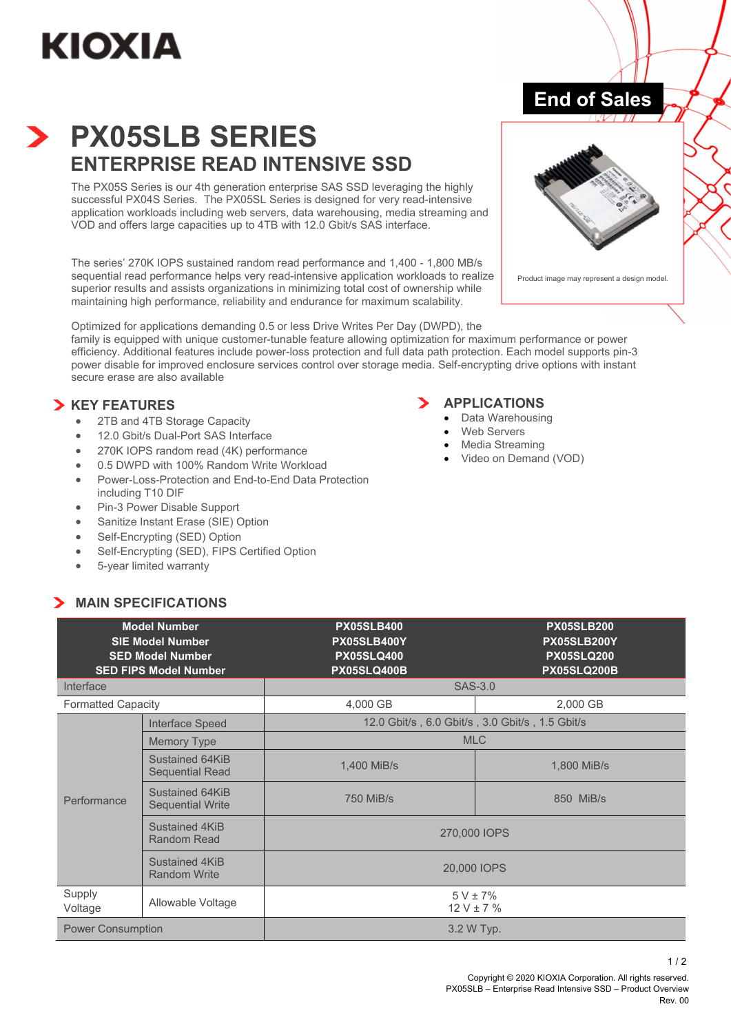KIOXIA

End of Sales

# PX05SLB SERIES

## ENTERPRISE READ INTENSIVE SSD

The PX05S Series is our 4th generation enterprise SAS SSD leveraging the highly successful PX04S Series. The PX05SL Series is designed for very read-intensive application workloads including web servers, data warehousing, media streaming and VOD and offers large capacities up to 4TB with 12.0 Gbit/s SAS interface.

The series' 270K IOPS sustained random read performance and 1,400 - 1,800 MB/s sequential read performance helps very read-intensive application workloads to realize superior results and assists organizations in minimizing total cost of ownership while maintaining high performance, reliability and endurance for maximum scalability.

Product image may represent a design model.

Optimized for applications demanding 0.5 or less Drive Writes Per Day (DWPD), the family is equipped with unique customer-tunable feature allowing optimization for maximum performance or power efficiency. Additional features include power-loss protection and full data path protection. Each model supports pin-3 power disable for improved enclosure services control over storage media. Self-encrypting drive options with instant secure erase are also available

## KEY FEATURES

- 2TB and 4TB Storage Capacity
- 12.0 Gbit/s Dual-Port SAS Interface
- 270K IOPS random read (4K) performance
- 0.5 DWPD with 100% Random Write Workload
- Power-Loss-Protection and End-to-End Data Protection including T10 DIF
- Pin-3 Power Disable Support
- Sanitize Instant Erase (SIE) Option
- Self-Encrypting (SED) Option
- Self-Encrypting (SED), FIPS Certified Option
- 5-year limited warranty

## APPLICATIONS

- Data Warehousing
- Web Servers
- Media Streaming
- Video on Demand (VOD)

## MAIN SPECIFICATIONS

| Model Number<br>SIE Model Number<br>SED Model Number<br>SED FIPS Model Number | | PX05SLB400<br>PX05SLB400Y<br>PX05SLQ400<br>PX05SLQ400B | PX05SLB200<br>PX05SLB200Y<br>PX05SLQ200<br>PX05SLQ200B |
|---|---|---|---|
| Interface | | SAS-3.0 | |
| Formatted Capacity | | 4,000 GB | 2,000 GB |
| Performance | Interface Speed | 12.0 Gbit/s , 6.0 Gbit/s , 3.0 Gbit/s , 1.5 Gbit/s | |
| | Memory Type | MLC | |
| | Sustained 64KiB Sequential Read | 1,400 MiB/s | 1,800 MiB/s |
| | Sustained 64KiB Sequential Write | 750 MiB/s | 850 MiB/s |
| | Sustained 4KiB Random Read | 270,000 IOPS | |
| | Sustained 4KiB Random Write | 20,000 IOPS | |
| Supply Voltage | Allowable Voltage | 5 V ± 7%<br>12 V ± 7 % | |
| Power Consumption | | 3.2 W Typ. | |

Copyright © 2020 KIOXIA Corporation. All rights reserved.
PX05SLB – Enterprise Read Intensive SSD – Product Overview
Rev. 00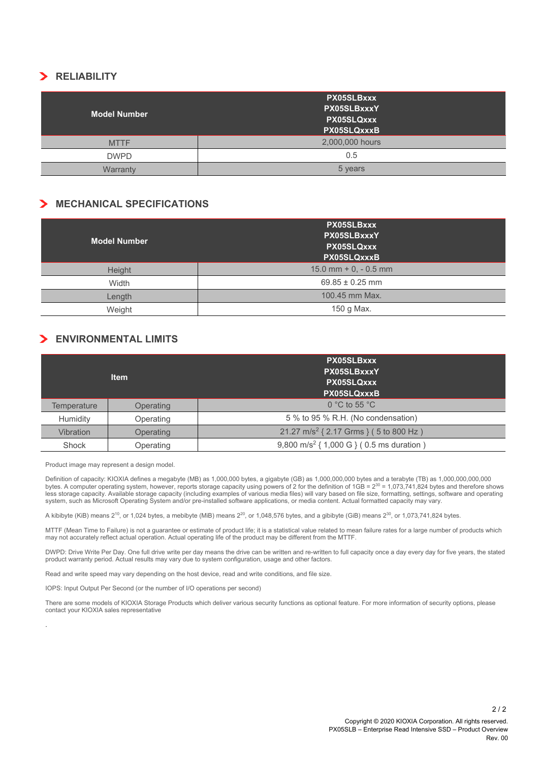## RELIABILITY

| Model Number | PX05SLBxxx<br>PX05SLBxxxY<br>PX05SLQxxx<br>PX05SLQxxxB |
|---|---|
| MTTF | 2,000,000 hours |
| DWPD | 0.5 |
| Warranty | 5 years |

## MECHANICAL SPECIFICATIONS

| Model Number | PX05SLBxxx<br>PX05SLBxxxY<br>PX05SLQxxx<br>PX05SLQxxxB |
|---|---|
| Height | 15.0 mm + 0, - 0.5 mm |
| Width | 69.85 ± 0.25 mm |
| Length | 100.45 mm Max. |
| Weight | 150 g Max. |

## ENVIRONMENTAL LIMITS

| Item | | PX05SLBxxx<br>PX05SLBxxxY<br>PX05SLQxxx<br>PX05SLQxxxB |
|---|---|---|
| Temperature | Operating | 0 °C to 55 °C |
| Humidity | Operating | 5 % to 95 % R.H. (No condensation) |
| Vibration | Operating | 21.27 $m/s^2$ { 2.17 Grms } ( 5 to 800 Hz ) |
| Shock | Operating | 9,800 $m/s^2$ { 1,000 G } ( 0.5 ms duration ) |

Product image may represent a design model.

Definition of capacity: KIOXIA defines a megabyte (MB) as 1,000,000 bytes, a gigabyte (GB) as 1,000,000,000 bytes and a terabyte (TB) as 1,000,000,000,000 bytes. A computer operating system, however, reports storage capacity using powers of 2 for the definition of 1GB = $2^{30}$ = 1,073,741,824 bytes and therefore shows less storage capacity. Available storage capacity (including examples of various media files) will vary based on file size, formatting, settings, software and operating system, such as Microsoft Operating System and/or pre-installed software applications, or media content. Actual formatted capacity may vary.

A kibibyte (KiB) means $2^{10}$, or 1,024 bytes, a mebibyte (MiB) means $2^{20}$, or 1,048,576 bytes, and a gibibyte (GiB) means $2^{30}$, or 1,073,741,824 bytes.

MTTF (Mean Time to Failure) is not a guarantee or estimate of product life; it is a statistical value related to mean failure rates for a large number of products which may not accurately reflect actual operation. Actual operating life of the product may be different from the MTTF.

DWPD: Drive Write Per Day. One full drive write per day means the drive can be written and re-written to full capacity once a day every day for five years, the stated product warranty period. Actual results may vary due to system configuration, usage and other factors.

Read and write speed may vary depending on the host device, read and write conditions, and file size.

IOPS: Input Output Per Second (or the number of I/O operations per second)

There are some models of KIOXIA Storage Products which deliver various security functions as optional feature. For more information of security options, please contact your KIOXIA sales representative

Copyright © 2020 KIOXIA Corporation. All rights reserved.
PX05SLB – Enterprise Read Intensive SSD – Product Overview
Rev. 00